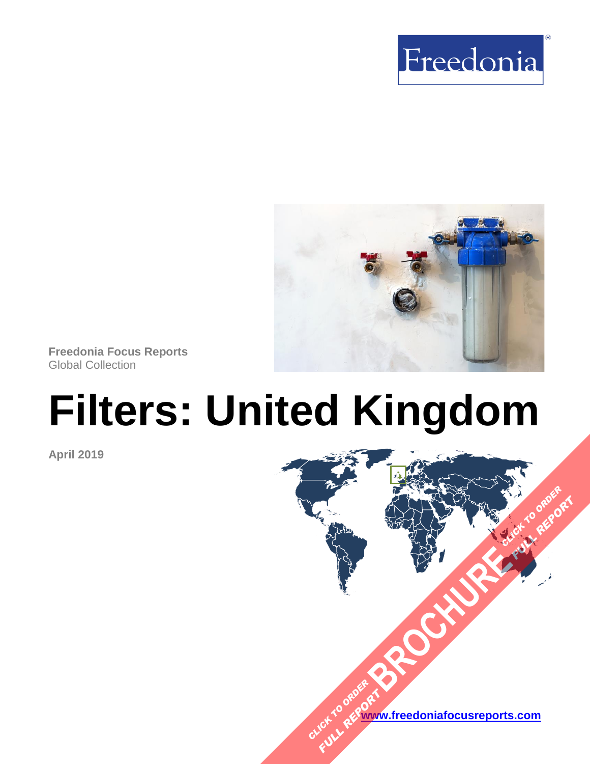Freedonia®

Freedonia Focus Reports
Global Collection

# Filters: United Kingdom

April 2019

CLICK TO ORDER FULL REPORT BROCHURE CLICK TO ORDER FULL REPORT

www.freedoniafocusreports.com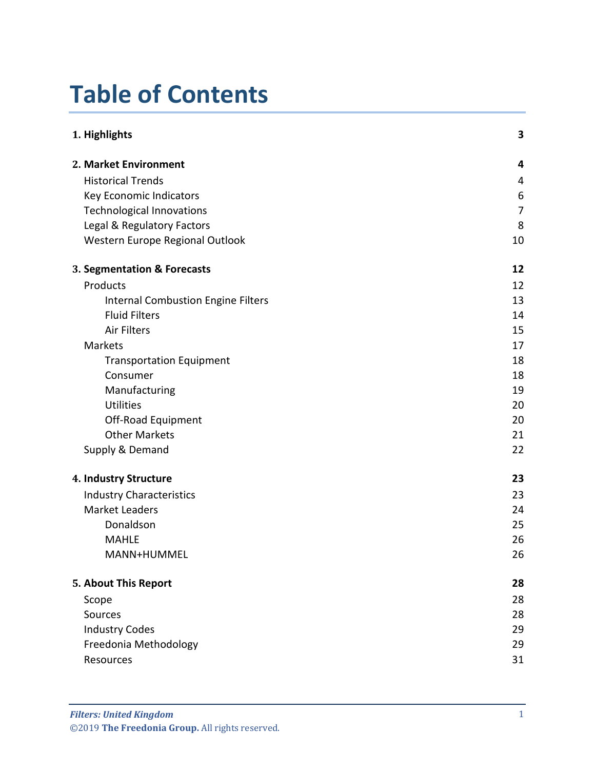# Table of Contents

| | |
|---|---|
| **1. Highlights** | **3** |
| **2. Market Environment** | **4** |
| Historical Trends | 4 |
| Key Economic Indicators | 6 |
| Technological Innovations | 7 |
| Legal & Regulatory Factors | 8 |
| Western Europe Regional Outlook | 10 |
| **3. Segmentation & Forecasts** | **12** |
| Products | 12 |
| Internal Combustion Engine Filters | 13 |
| Fluid Filters | 14 |
| Air Filters | 15 |
| Markets | 17 |
| Transportation Equipment | 18 |
| Consumer | 18 |
| Manufacturing | 19 |
| Utilities | 20 |
| Off-Road Equipment | 20 |
| Other Markets | 21 |
| Supply & Demand | 22 |
| **4. Industry Structure** | **23** |
| Industry Characteristics | 23 |
| Market Leaders | 24 |
| Donaldson | 25 |
| MAHLE | 26 |
| MANN+HUMMEL | 26 |
| **5. About This Report** | **28** |
| Scope | 28 |
| Sources | 28 |
| Industry Codes | 29 |
| Freedonia Methodology | 29 |
| Resources | 31 |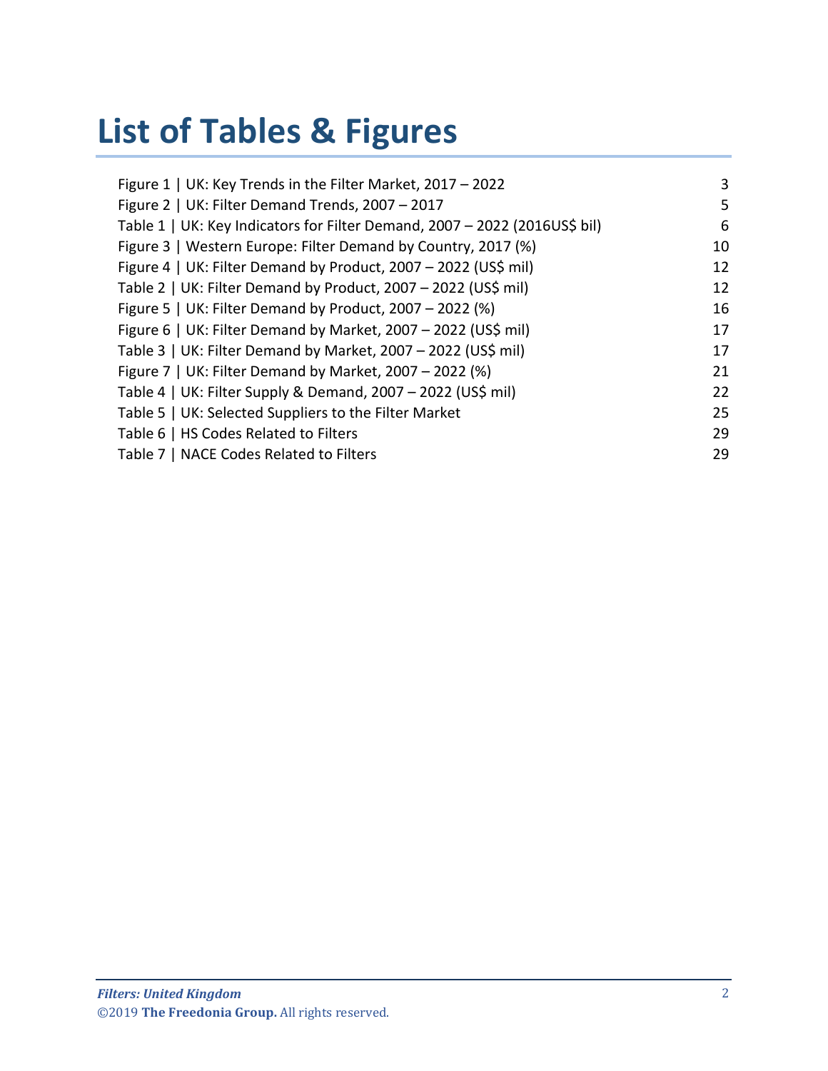# List of Tables & Figures

| | |
|---|---|
| Figure 1 \| UK: Key Trends in the Filter Market, 2017 – 2022 | 3 |
| Figure 2 \| UK: Filter Demand Trends, 2007 – 2017 | 5 |
| Table 1 \| UK: Key Indicators for Filter Demand, 2007 – 2022 (2016US$ bil) | 6 |
| Figure 3 \| Western Europe: Filter Demand by Country, 2017 (%) | 10 |
| Figure 4 \| UK: Filter Demand by Product, 2007 – 2022 (US$ mil) | 12 |
| Table 2 \| UK: Filter Demand by Product, 2007 – 2022 (US$ mil) | 12 |
| Figure 5 \| UK: Filter Demand by Product, 2007 – 2022 (%) | 16 |
| Figure 6 \| UK: Filter Demand by Market, 2007 – 2022 (US$ mil) | 17 |
| Table 3 \| UK: Filter Demand by Market, 2007 – 2022 (US$ mil) | 17 |
| Figure 7 \| UK: Filter Demand by Market, 2007 – 2022 (%) | 21 |
| Table 4 \| UK: Filter Supply & Demand, 2007 – 2022 (US$ mil) | 22 |
| Table 5 \| UK: Selected Suppliers to the Filter Market | 25 |
| Table 6 \| HS Codes Related to Filters | 29 |
| Table 7 \| NACE Codes Related to Filters | 29 |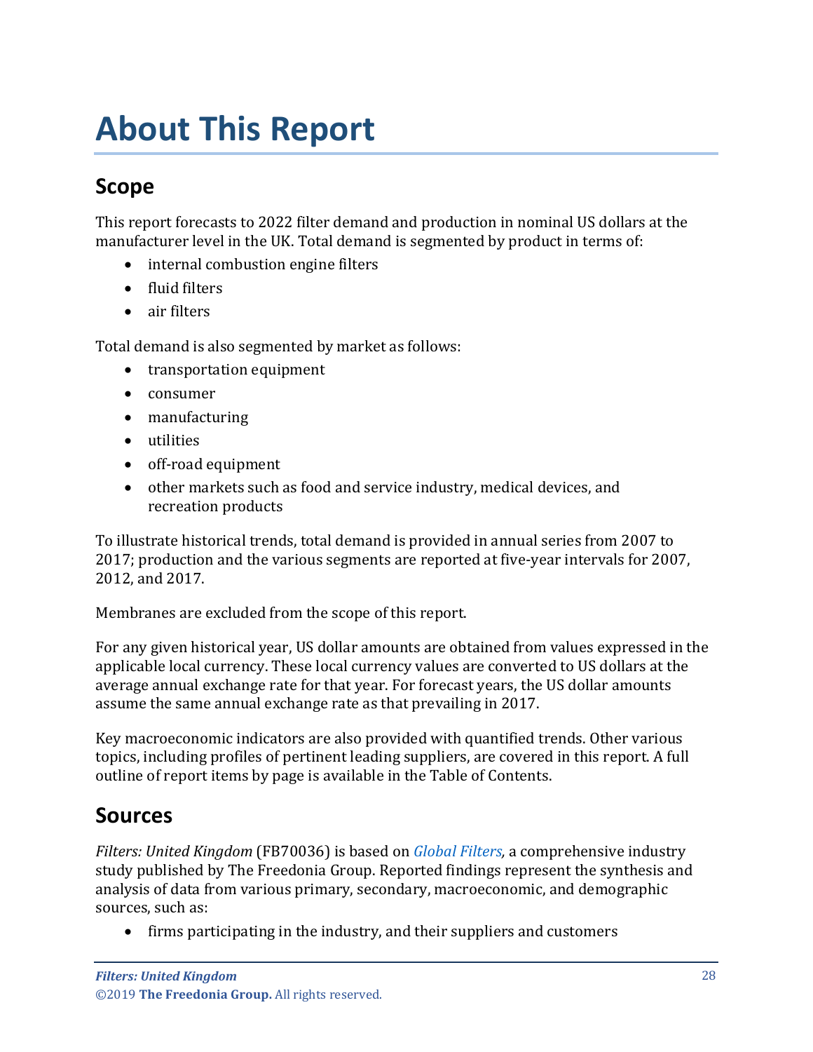# About This Report

## Scope

This report forecasts to 2022 filter demand and production in nominal US dollars at the manufacturer level in the UK. Total demand is segmented by product in terms of:

- internal combustion engine filters
- fluid filters
- air filters

Total demand is also segmented by market as follows:

- transportation equipment
- consumer
- manufacturing
- utilities
- off-road equipment
- other markets such as food and service industry, medical devices, and recreation products

To illustrate historical trends, total demand is provided in annual series from 2007 to 2017; production and the various segments are reported at five-year intervals for 2007, 2012, and 2017.

Membranes are excluded from the scope of this report.

For any given historical year, US dollar amounts are obtained from values expressed in the applicable local currency. These local currency values are converted to US dollars at the average annual exchange rate for that year. For forecast years, the US dollar amounts assume the same annual exchange rate as that prevailing in 2017.

Key macroeconomic indicators are also provided with quantified trends. Other various topics, including profiles of pertinent leading suppliers, are covered in this report. A full outline of report items by page is available in the Table of Contents.

## Sources

*Filters: United Kingdom* (FB70036) is based on *Global Filters,* a comprehensive industry study published by The Freedonia Group. Reported findings represent the synthesis and analysis of data from various primary, secondary, macroeconomic, and demographic sources, such as:

- firms participating in the industry, and their suppliers and customers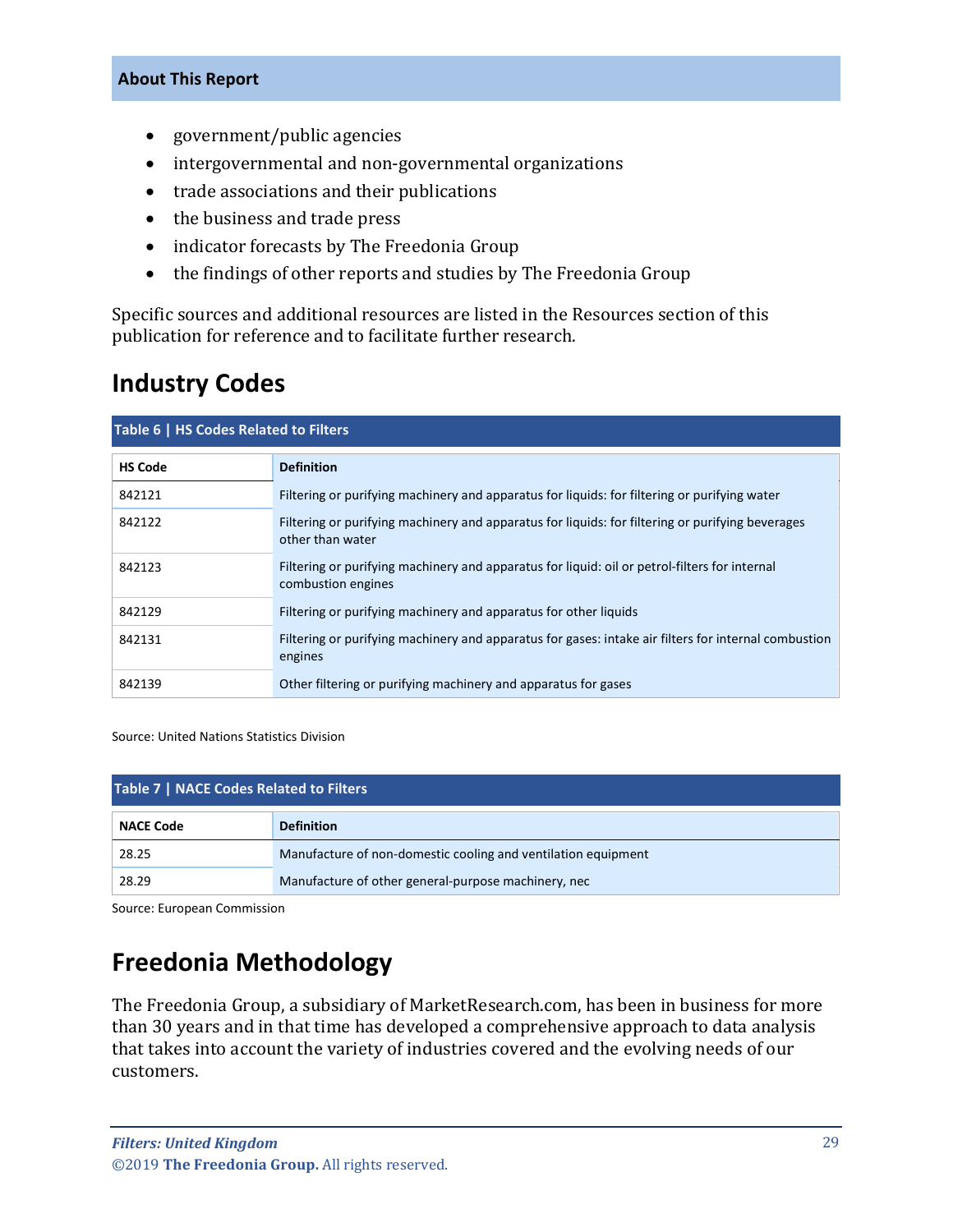- government/public agencies
- intergovernmental and non-governmental organizations
- trade associations and their publications
- the business and trade press
- indicator forecasts by The Freedonia Group
- the findings of other reports and studies by The Freedonia Group

Specific sources and additional resources are listed in the Resources section of this publication for reference and to facilitate further research.

## Industry Codes

**Table 6 | HS Codes Related to Filters**

| HS Code | Definition |
|---|---|
| 842121 | Filtering or purifying machinery and apparatus for liquids: for filtering or purifying water |
| 842122 | Filtering or purifying machinery and apparatus for liquids: for filtering or purifying beverages other than water |
| 842123 | Filtering or purifying machinery and apparatus for liquid: oil or petrol-filters for internal combustion engines |
| 842129 | Filtering or purifying machinery and apparatus for other liquids |
| 842131 | Filtering or purifying machinery and apparatus for gases: intake air filters for internal combustion engines |
| 842139 | Other filtering or purifying machinery and apparatus for gases |

Source: United Nations Statistics Division

**Table 7 | NACE Codes Related to Filters**

| NACE Code | Definition |
|---|---|
| 28.25 | Manufacture of non-domestic cooling and ventilation equipment |
| 28.29 | Manufacture of other general-purpose machinery, nec |

Source: European Commission

## Freedonia Methodology

The Freedonia Group, a subsidiary of MarketResearch.com, has been in business for more than 30 years and in that time has developed a comprehensive approach to data analysis that takes into account the variety of industries covered and the evolving needs of our customers.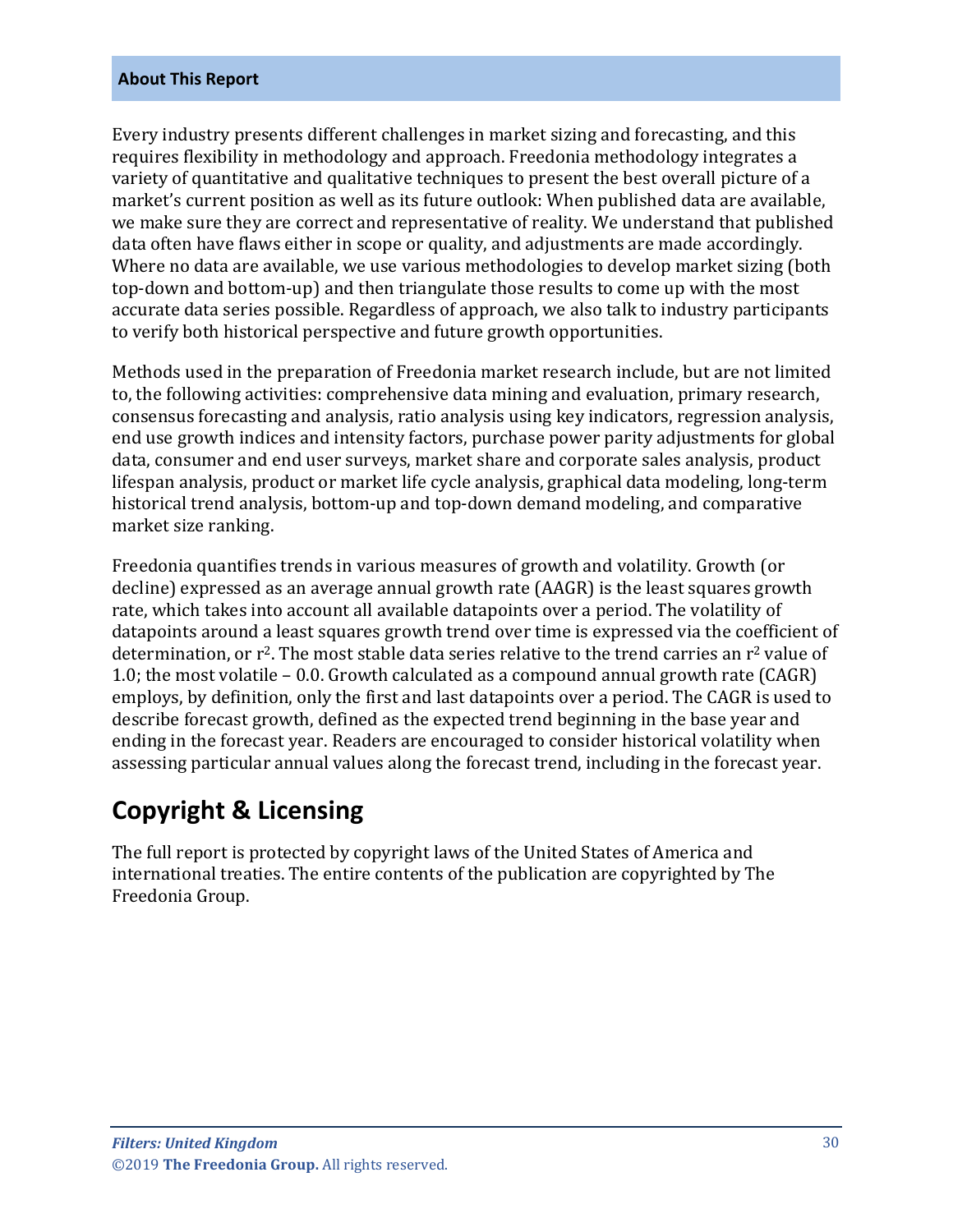## About This Report

Every industry presents different challenges in market sizing and forecasting, and this requires flexibility in methodology and approach. Freedonia methodology integrates a variety of quantitative and qualitative techniques to present the best overall picture of a market's current position as well as its future outlook: When published data are available, we make sure they are correct and representative of reality. We understand that published data often have flaws either in scope or quality, and adjustments are made accordingly. Where no data are available, we use various methodologies to develop market sizing (both top-down and bottom-up) and then triangulate those results to come up with the most accurate data series possible. Regardless of approach, we also talk to industry participants to verify both historical perspective and future growth opportunities.

Methods used in the preparation of Freedonia market research include, but are not limited to, the following activities: comprehensive data mining and evaluation, primary research, consensus forecasting and analysis, ratio analysis using key indicators, regression analysis, end use growth indices and intensity factors, purchase power parity adjustments for global data, consumer and end user surveys, market share and corporate sales analysis, product lifespan analysis, product or market life cycle analysis, graphical data modeling, long-term historical trend analysis, bottom-up and top-down demand modeling, and comparative market size ranking.

Freedonia quantifies trends in various measures of growth and volatility. Growth (or decline) expressed as an average annual growth rate (AAGR) is the least squares growth rate, which takes into account all available datapoints over a period. The volatility of datapoints around a least squares growth trend over time is expressed via the coefficient of determination, or $r^2$. The most stable data series relative to the trend carries an $r^2$ value of 1.0; the most volatile – 0.0. Growth calculated as a compound annual growth rate (CAGR) employs, by definition, only the first and last datapoints over a period. The CAGR is used to describe forecast growth, defined as the expected trend beginning in the base year and ending in the forecast year. Readers are encouraged to consider historical volatility when assessing particular annual values along the forecast trend, including in the forecast year.

## Copyright & Licensing

The full report is protected by copyright laws of the United States of America and international treaties. The entire contents of the publication are copyrighted by The Freedonia Group.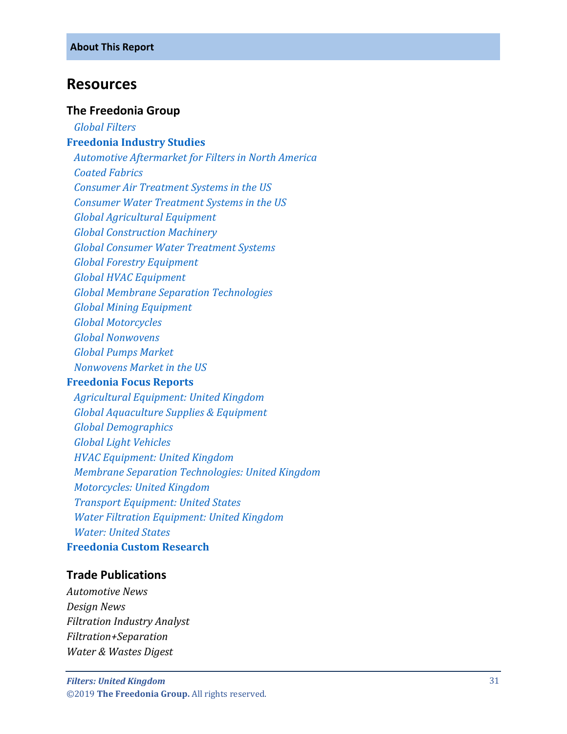**About This Report**

## Resources

### The Freedonia Group

*Global Filters*

**Freedonia Industry Studies**

*Automotive Aftermarket for Filters in North America*
*Coated Fabrics*
*Consumer Air Treatment Systems in the US*
*Consumer Water Treatment Systems in the US*
*Global Agricultural Equipment*
*Global Construction Machinery*
*Global Consumer Water Treatment Systems*
*Global Forestry Equipment*
*Global HVAC Equipment*
*Global Membrane Separation Technologies*
*Global Mining Equipment*
*Global Motorcycles*
*Global Nonwovens*
*Global Pumps Market*
*Nonwovens Market in the US*

**Freedonia Focus Reports**

*Agricultural Equipment: United Kingdom*
*Global Aquaculture Supplies & Equipment*
*Global Demographics*
*Global Light Vehicles*
*HVAC Equipment: United Kingdom*
*Membrane Separation Technologies: United Kingdom*
*Motorcycles: United Kingdom*
*Transport Equipment: United States*
*Water Filtration Equipment: United Kingdom*
*Water: United States*

**Freedonia Custom Research**

### Trade Publications

*Automotive News*
*Design News*
*Filtration Industry Analyst*
*Filtration+Separation*
*Water & Wastes Digest*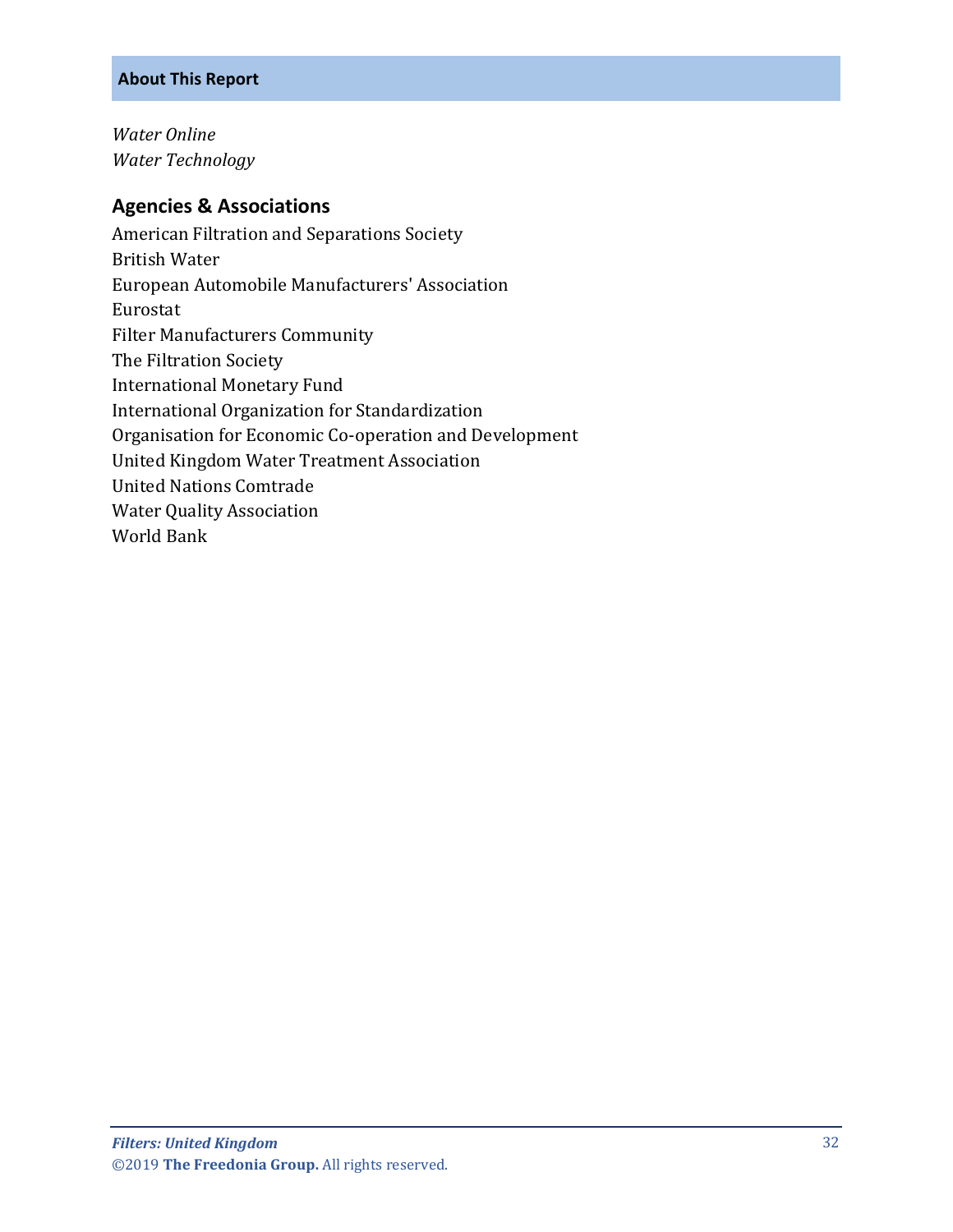*Water Online*
*Water Technology*

## Agencies & Associations

American Filtration and Separations Society
British Water
European Automobile Manufacturers' Association
Eurostat
Filter Manufacturers Community
The Filtration Society
International Monetary Fund
International Organization for Standardization
Organisation for Economic Co-operation and Development
United Kingdom Water Treatment Association
United Nations Comtrade
Water Quality Association
World Bank